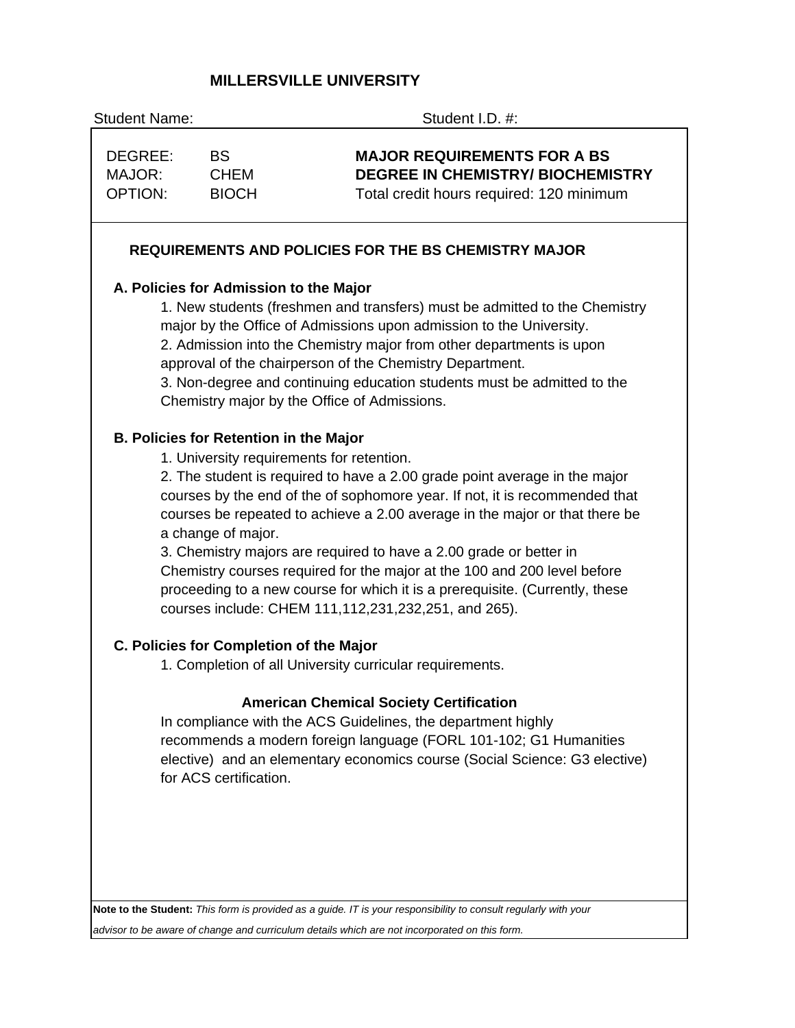# MILLERSVILLE UNIVERSITY

Student Name: Student I.D. #:

| | | |
|---|---|---|
| DEGREE: | BS | **MAJOR REQUIREMENTS FOR A BS** |
| MAJOR: | CHEM | **DEGREE IN CHEMISTRY/ BIOCHEMISTRY** |
| OPTION: | BIOCH | Total credit hours required: 120 minimum |

## REQUIREMENTS AND POLICIES FOR THE BS CHEMISTRY MAJOR

### A. Policies for Admission to the Major

1. New students (freshmen and transfers) must be admitted to the Chemistry major by the Office of Admissions upon admission to the University.
2. Admission into the Chemistry major from other departments is upon approval of the chairperson of the Chemistry Department.
3. Non-degree and continuing education students must be admitted to the Chemistry major by the Office of Admissions.

### B. Policies for Retention in the Major

1. University requirements for retention.
2. The student is required to have a 2.00 grade point average in the major courses by the end of the of sophomore year. If not, it is recommended that courses be repeated to achieve a 2.00 average in the major or that there be a change of major.
3. Chemistry majors are required to have a 2.00 grade or better in Chemistry courses required for the major at the 100 and 200 level before proceeding to a new course for which it is a prerequisite. (Currently, these courses include: CHEM 111,112,231,232,251, and 265).

### C. Policies for Completion of the Major

1. Completion of all University curricular requirements.

### American Chemical Society Certification

In compliance with the ACS Guidelines, the department highly recommends a modern foreign language (FORL 101-102; G1 Humanities elective) and an elementary economics course (Social Science: G3 elective) for ACS certification.

**Note to the Student:** *This form is provided as a guide. IT is your responsibility to consult regularly with your advisor to be aware of change and curriculum details which are not incorporated on this form.*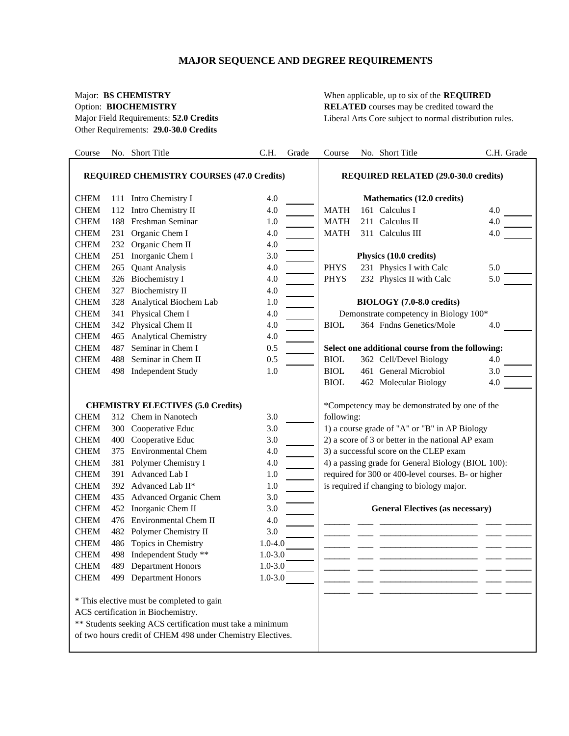## MAJOR SEQUENCE AND DEGREE REQUIREMENTS

Major: **BS CHEMISTRY**
Option: **BIOCHEMISTRY**
Major Field Requirements: **52.0 Credits**
Other Requirements: **29.0-30.0 Credits**

When applicable, up to six of the **REQUIRED RELATED** courses may be credited toward the Liberal Arts Core subject to normal distribution rules.

### REQUIRED CHEMISTRY COURSES (47.0 Credits)

| Course | No. | Short Title | C.H. | Grade |
|---|---|---|---|---|
| CHEM | 111 | Intro Chemistry I | 4.0 | |
| CHEM | 112 | Intro Chemistry II | 4.0 | |
| CHEM | 188 | Freshman Seminar | 1.0 | |
| CHEM | 231 | Organic Chem I | 4.0 | |
| CHEM | 232 | Organic Chem II | 4.0 | |
| CHEM | 251 | Inorganic Chem I | 3.0 | |
| CHEM | 265 | Quant Analysis | 4.0 | |
| CHEM | 326 | Biochemistry I | 4.0 | |
| CHEM | 327 | Biochemistry II | 4.0 | |
| CHEM | 328 | Analytical Biochem Lab | 1.0 | |
| CHEM | 341 | Physical Chem I | 4.0 | |
| CHEM | 342 | Physical Chem II | 4.0 | |
| CHEM | 465 | Analytical Chemistry | 4.0 | |
| CHEM | 487 | Seminar in Chem I | 0.5 | |
| CHEM | 488 | Seminar in Chem II | 0.5 | |
| CHEM | 498 | Independent Study | 1.0 | |

### CHEMISTRY ELECTIVES (5.0 Credits)

| Course | No. | Short Title | C.H. | Grade |
|---|---|---|---|---|
| CHEM | 312 | Chem in Nanotech | 3.0 | |
| CHEM | 300 | Cooperative Educ | 3.0 | |
| CHEM | 400 | Cooperative Educ | 3.0 | |
| CHEM | 375 | Environmental Chem | 4.0 | |
| CHEM | 381 | Polymer Chemistry I | 4.0 | |
| CHEM | 391 | Advanced Lab I | 1.0 | |
| CHEM | 392 | Advanced Lab II* | 1.0 | |
| CHEM | 435 | Advanced Organic Chem | 3.0 | |
| CHEM | 452 | Inorganic Chem II | 3.0 | |
| CHEM | 476 | Environmental Chem II | 4.0 | |
| CHEM | 482 | Polymer Chemistry II | 3.0 | |
| CHEM | 486 | Topics in Chemistry | 1.0-4.0 | |
| CHEM | 498 | Independent Study ** | 1.0-3.0 | |
| CHEM | 489 | Department Honors | 1.0-3.0 | |
| CHEM | 499 | Department Honors | 1.0-3.0 | |

* This elective must be completed to gain ACS certification in Biochemistry.
** Students seeking ACS certification must take a minimum of two hours credit of CHEM 498 under Chemistry Electives.

### REQUIRED RELATED (29.0-30.0 credits)

**Mathematics (12.0 credits)**

| Course | No. | Short Title | C.H. | Grade |
|---|---|---|---|---|
| MATH | 161 | Calculus I | 4.0 | |
| MATH | 211 | Calculus II | 4.0 | |
| MATH | 311 | Calculus III | 4.0 | |

**Physics (10.0 credits)**

| Course | No. | Short Title | C.H. | Grade |
|---|---|---|---|---|
| PHYS | 231 | Physics I with Calc | 5.0 | |
| PHYS | 232 | Physics II with Calc | 5.0 | |

**BIOLOGY (7.0-8.0 credits)**

Demonstrate competency in Biology 100*

| Course | No. | Short Title | C.H. | Grade |
|---|---|---|---|---|
| BIOL | 364 | Fndns Genetics/Mole | 4.0 | |

**Select one additional course from the following:**

| Course | No. | Short Title | C.H. | Grade |
|---|---|---|---|---|
| BIOL | 362 | Cell/Devel Biology | 4.0 | |
| BIOL | 461 | General Microbiol | 3.0 | |
| BIOL | 462 | Molecular Biology | 4.0 | |

*Competency may be demonstrated by one of the following:
1) a course grade of "A" or "B" in AP Biology
2) a score of 3 or better in the national AP exam
3) a successful score on the CLEP exam
4) a passing grade for General Biology (BIOL 100): required for 300 or 400-level courses. B- or higher is required if changing to biology major.

### General Electives (as necessary)

| Course | No. | Short Title | C.H. | Grade |
|---|---|---|---|---|
| | | | | |
| | | | | |
| | | | | |
| | | | | |
| | | | | |
| | | | | |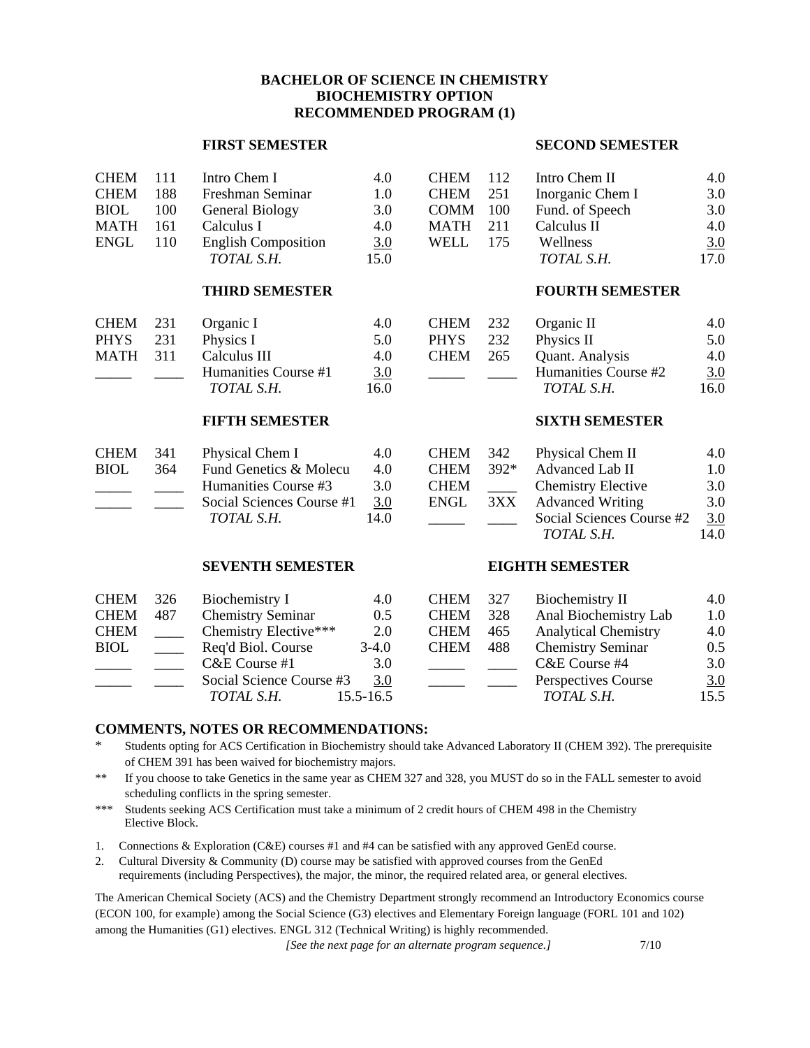# BACHELOR OF SCIENCE IN CHEMISTRY
## BIOCHEMISTRY OPTION
## RECOMMENDED PROGRAM (1)

### FIRST SEMESTER

| | | | |
|---|---|---|---|
| CHEM | 111 | Intro Chem I | 4.0 |
| CHEM | 188 | Freshman Seminar | 1.0 |
| BIOL | 100 | General Biology | 3.0 |
| MATH | 161 | Calculus I | 4.0 |
| ENGL | 110 | English Composition | 3.0 |
| | | *TOTAL S.H.* | 15.0 |

### SECOND SEMESTER

| | | | |
|---|---|---|---|
| CHEM | 112 | Intro Chem II | 4.0 |
| CHEM | 251 | Inorganic Chem I | 3.0 |
| COMM | 100 | Fund. of Speech | 3.0 |
| MATH | 211 | Calculus II | 4.0 |
| WELL | 175 | Wellness | 3.0 |
| | | *TOTAL S.H.* | 17.0 |

### THIRD SEMESTER

| | | | |
|---|---|---|---|
| CHEM | 231 | Organic I | 4.0 |
| PHYS | 231 | Physics I | 5.0 |
| MATH | 311 | Calculus III | 4.0 |
| _____ | ____ | Humanities Course #1 | 3.0 |
| | | *TOTAL S.H.* | 16.0 |

### FOURTH SEMESTER

| | | | |
|---|---|---|---|
| CHEM | 232 | Organic II | 4.0 |
| PHYS | 232 | Physics II | 5.0 |
| CHEM | 265 | Quant. Analysis | 4.0 |
| _____ | ____ | Humanities Course #2 | 3.0 |
| | | *TOTAL S.H.* | 16.0 |

### FIFTH SEMESTER

| | | | |
|---|---|---|---|
| CHEM | 341 | Physical Chem I | 4.0 |
| BIOL | 364 | Fund Genetics & Molecu | 4.0 |
| _____ | ____ | Humanities Course #3 | 3.0 |
| _____ | ____ | Social Sciences Course #1 | 3.0 |
| | | *TOTAL S.H.* | 14.0 |

### SIXTH SEMESTER

| | | | |
|---|---|---|---|
| CHEM | 342 | Physical Chem II | 4.0 |
| CHEM | 392* | Advanced Lab II | 1.0 |
| CHEM | ____ | Chemistry Elective | 3.0 |
| ENGL | 3XX | Advanced Writing | 3.0 |
| _____ | ____ | Social Sciences Course #2 | 3.0 |
| | | *TOTAL S.H.* | 14.0 |

### SEVENTH SEMESTER

| | | | |
|---|---|---|---|
| CHEM | 326 | Biochemistry I | 4.0 |
| CHEM | 487 | Chemistry Seminar | 0.5 |
| CHEM | ____ | Chemistry Elective*** | 2.0 |
| BIOL | ____ | Req'd Biol. Course | 3-4.0 |
| _____ | ____ | C&E Course #1 | 3.0 |
| _____ | ____ | Social Science Course #3 | 3.0 |
| | | *TOTAL S.H.* | 15.5-16.5 |

### EIGHTH SEMESTER

| | | | |
|---|---|---|---|
| CHEM | 327 | Biochemistry II | 4.0 |
| CHEM | 328 | Anal Biochemistry Lab | 1.0 |
| CHEM | 465 | Analytical Chemistry | 4.0 |
| CHEM | 488 | Chemistry Seminar | 0.5 |
| _____ | ____ | C&E Course #4 | 3.0 |
| _____ | ____ | Perspectives Course | 3.0 |
| | | *TOTAL S.H.* | 15.5 |

## COMMENTS, NOTES OR RECOMMENDATIONS:

\* Students opting for ACS Certification in Biochemistry should take Advanced Laboratory II (CHEM 392). The prerequisite of CHEM 391 has been waived for biochemistry majors.

** If you choose to take Genetics in the same year as CHEM 327 and 328, you MUST do so in the FALL semester to avoid scheduling conflicts in the spring semester.

*** Students seeking ACS Certification must take a minimum of 2 credit hours of CHEM 498 in the Chemistry Elective Block.

1. Connections & Exploration (C&E) courses #1 and #4 can be satisfied with any approved GenEd course.
2. Cultural Diversity & Community (D) course may be satisfied with approved courses from the GenEd requirements (including Perspectives), the major, the minor, the required related area, or general electives.

The American Chemical Society (ACS) and the Chemistry Department strongly recommend an Introductory Economics course (ECON 100, for example) among the Social Science (G3) electives and Elementary Foreign language (FORL 101 and 102) among the Humanities (G1) electives. ENGL 312 (Technical Writing) is highly recommended.

*[See the next page for an alternate program sequence.]* 7/10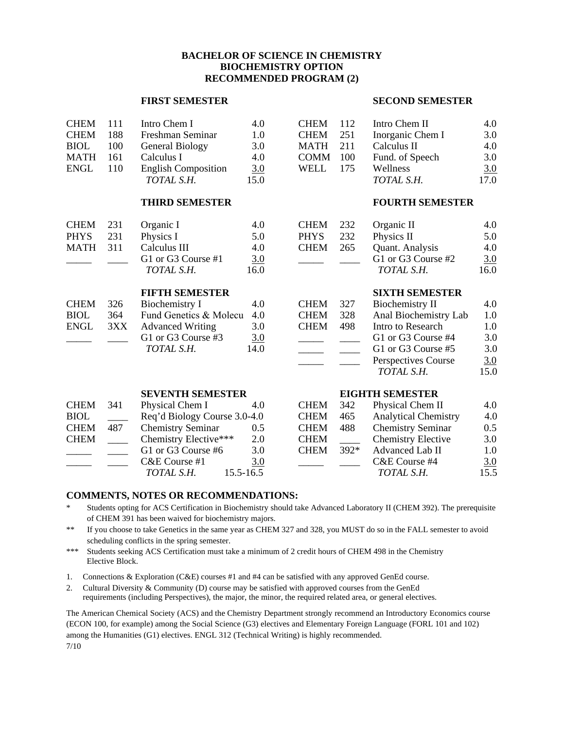# BACHELOR OF SCIENCE IN CHEMISTRY
## BIOCHEMISTRY OPTION
## RECOMMENDED PROGRAM (2)

| | | FIRST SEMESTER | | | | SECOND SEMESTER | |
|---|---|---|---|---|---|---|---|
| CHEM | 111 | Intro Chem I | 4.0 | CHEM | 112 | Intro Chem II | 4.0 |
| CHEM | 188 | Freshman Seminar | 1.0 | CHEM | 251 | Inorganic Chem I | 3.0 |
| BIOL | 100 | General Biology | 3.0 | MATH | 211 | Calculus II | 4.0 |
| MATH | 161 | Calculus I | 4.0 | COMM | 100 | Fund. of Speech | 3.0 |
| ENGL | 110 | English Composition | 3.0 | WELL | 175 | Wellness | 3.0 |
| | | *TOTAL S.H.* | 15.0 | | | *TOTAL S.H.* | 17.0 |

| | | THIRD SEMESTER | | | | FOURTH SEMESTER | |
|---|---|---|---|---|---|---|---|
| CHEM | 231 | Organic I | 4.0 | CHEM | 232 | Organic II | 4.0 |
| PHYS | 231 | Physics I | 5.0 | PHYS | 232 | Physics II | 5.0 |
| MATH | 311 | Calculus III | 4.0 | CHEM | 265 | Quant. Analysis | 4.0 |
| _____ | ____ | G1 or G3 Course #1 | 3.0 | _____ | ____ | G1 or G3 Course #2 | 3.0 |
| | | *TOTAL S.H.* | 16.0 | | | *TOTAL S.H.* | 16.0 |

| | | FIFTH SEMESTER | | | | SIXTH SEMESTER | |
|---|---|---|---|---|---|---|---|
| CHEM | 326 | Biochemistry I | 4.0 | CHEM | 327 | Biochemistry II | 4.0 |
| BIOL | 364 | Fund Genetics & Molecu | 4.0 | CHEM | 328 | Anal Biochemistry Lab | 1.0 |
| ENGL | 3XX | Advanced Writing | 3.0 | CHEM | 498 | Intro to Research | 1.0 |
| _____ | ____ | G1 or G3 Course #3 | 3.0 | _____ | ____ | G1 or G3 Course #4 | 3.0 |
| | | *TOTAL S.H.* | 14.0 | _____ | ____ | G1 or G3 Course #5 | 3.0 |
| | | | | _____ | ____ | Perspectives Course | 3.0 |
| | | | | | | *TOTAL S.H.* | 15.0 |

| | | SEVENTH SEMESTER | | | | EIGHTH SEMESTER | |
|---|---|---|---|---|---|---|---|
| CHEM | 341 | Physical Chem I | 4.0 | CHEM | 342 | Physical Chem II | 4.0 |
| BIOL | ____ | Req'd Biology Course | 3.0-4.0 | CHEM | 465 | Analytical Chemistry | 4.0 |
| CHEM | 487 | Chemistry Seminar | 0.5 | CHEM | 488 | Chemistry Seminar | 0.5 |
| CHEM | ____ | Chemistry Elective*** | 2.0 | CHEM | ____ | Chemistry Elective | 3.0 |
| _____ | ____ | G1 or G3 Course #6 | 3.0 | CHEM | 392* | Advanced Lab II | 1.0 |
| _____ | ____ | C&E Course #1 | 3.0 | _____ | ____ | C&E Course #4 | 3.0 |
| | | *TOTAL S.H.* | 15.5-16.5 | | | *TOTAL S.H.* | 15.5 |

**COMMENTS, NOTES OR RECOMMENDATIONS:**

\* Students opting for ACS Certification in Biochemistry should take Advanced Laboratory II (CHEM 392). The prerequisite of CHEM 391 has been waived for biochemistry majors.

\** If you choose to take Genetics in the same year as CHEM 327 and 328, you MUST do so in the FALL semester to avoid scheduling conflicts in the spring semester.

\*** Students seeking ACS Certification must take a minimum of 2 credit hours of CHEM 498 in the Chemistry Elective Block.

1. Connections & Exploration (C&E) courses #1 and #4 can be satisfied with any approved GenEd course.
2. Cultural Diversity & Community (D) course may be satisfied with approved courses from the GenEd requirements (including Perspectives), the major, the minor, the required related area, or general electives.

The American Chemical Society (ACS) and the Chemistry Department strongly recommend an Introductory Economics course (ECON 100, for example) among the Social Science (G3) electives and Elementary Foreign Language (FORL 101 and 102) among the Humanities (G1) electives. ENGL 312 (Technical Writing) is highly recommended.

7/10